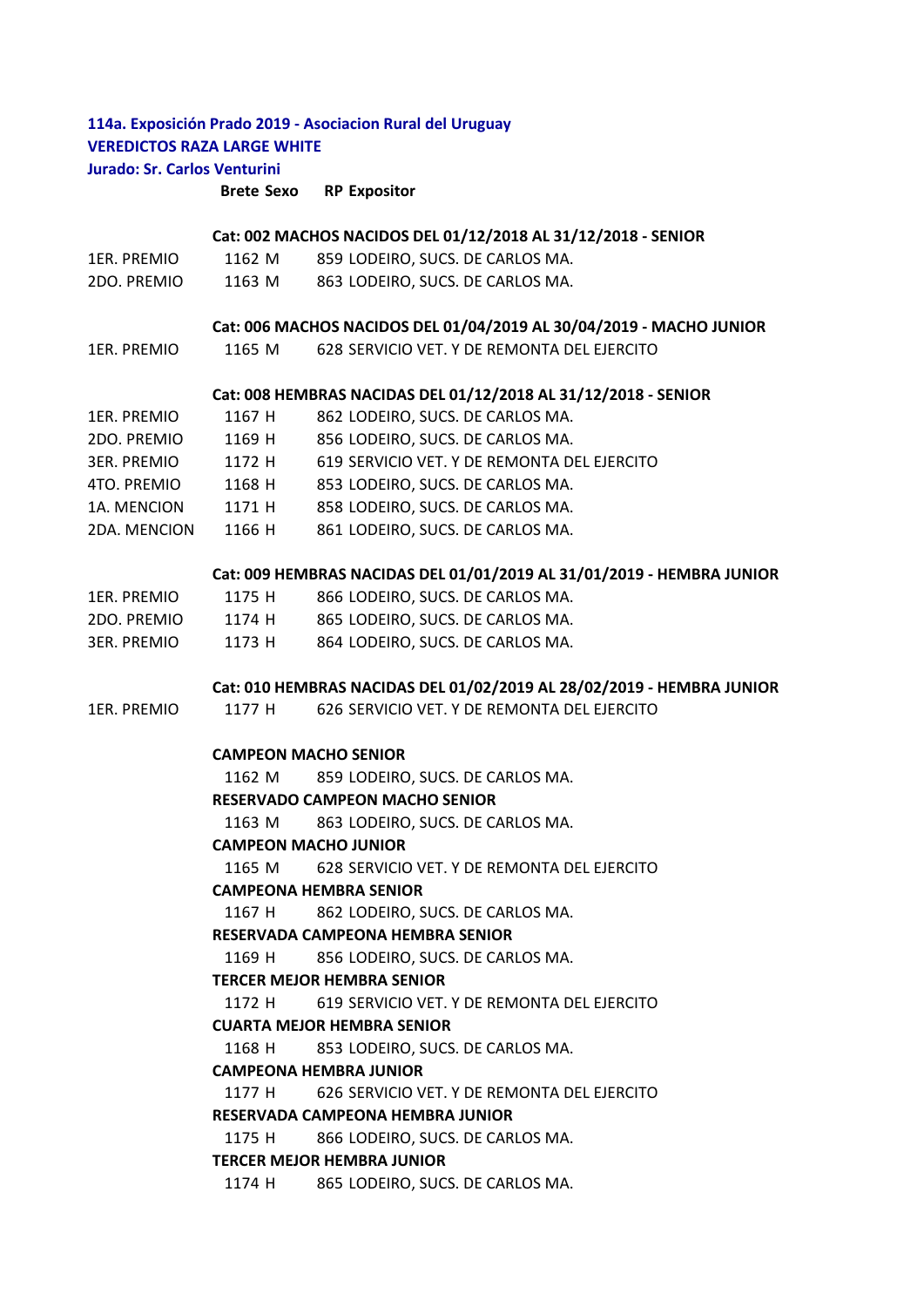**114a. Exposición Prado 2019 - Asociacion Rural del Uruguay**

**VEREDICTOS RAZA LARGE WHITE**

**Jurado: Sr. Carlos Venturini**

| | Brete | Sexo | RP | Expositor |
|---|---|---|---|---|
| | **Cat: 002 MACHOS NACIDOS DEL 01/12/2018 AL 31/12/2018 - SENIOR** | | | |
| 1ER. PREMIO | 1162 | M | 859 | LODEIRO, SUCS. DE CARLOS MA. |
| 2DO. PREMIO | 1163 | M | 863 | LODEIRO, SUCS. DE CARLOS MA. |
| | **Cat: 006 MACHOS NACIDOS DEL 01/04/2019 AL 30/04/2019 - MACHO JUNIOR** | | | |
| 1ER. PREMIO | 1165 | M | 628 | SERVICIO VET. Y DE REMONTA DEL EJERCITO |
| | **Cat: 008 HEMBRAS NACIDAS DEL 01/12/2018 AL 31/12/2018 - SENIOR** | | | |
| 1ER. PREMIO | 1167 | H | 862 | LODEIRO, SUCS. DE CARLOS MA. |
| 2DO. PREMIO | 1169 | H | 856 | LODEIRO, SUCS. DE CARLOS MA. |
| 3ER. PREMIO | 1172 | H | 619 | SERVICIO VET. Y DE REMONTA DEL EJERCITO |
| 4TO. PREMIO | 1168 | H | 853 | LODEIRO, SUCS. DE CARLOS MA. |
| 1A. MENCION | 1171 | H | 858 | LODEIRO, SUCS. DE CARLOS MA. |
| 2DA. MENCION | 1166 | H | 861 | LODEIRO, SUCS. DE CARLOS MA. |
| | **Cat: 009 HEMBRAS NACIDAS DEL 01/01/2019 AL 31/01/2019 - HEMBRA JUNIOR** | | | |
| 1ER. PREMIO | 1175 | H | 866 | LODEIRO, SUCS. DE CARLOS MA. |
| 2DO. PREMIO | 1174 | H | 865 | LODEIRO, SUCS. DE CARLOS MA. |
| 3ER. PREMIO | 1173 | H | 864 | LODEIRO, SUCS. DE CARLOS MA. |
| | **Cat: 010 HEMBRAS NACIDAS DEL 01/02/2019 AL 28/02/2019 - HEMBRA JUNIOR** | | | |
| 1ER. PREMIO | 1177 | H | 626 | SERVICIO VET. Y DE REMONTA DEL EJERCITO |

**CAMPEON MACHO SENIOR**

1162 M 859 LODEIRO, SUCS. DE CARLOS MA.

**RESERVADO CAMPEON MACHO SENIOR**

1163 M 863 LODEIRO, SUCS. DE CARLOS MA.

**CAMPEON MACHO JUNIOR**

1165 M 628 SERVICIO VET. Y DE REMONTA DEL EJERCITO

**CAMPEONA HEMBRA SENIOR**

1167 H 862 LODEIRO, SUCS. DE CARLOS MA.

**RESERVADA CAMPEONA HEMBRA SENIOR**

1169 H 856 LODEIRO, SUCS. DE CARLOS MA.

**TERCER MEJOR HEMBRA SENIOR**

1172 H 619 SERVICIO VET. Y DE REMONTA DEL EJERCITO

**CUARTA MEJOR HEMBRA SENIOR**

1168 H 853 LODEIRO, SUCS. DE CARLOS MA.

**CAMPEONA HEMBRA JUNIOR**

1177 H 626 SERVICIO VET. Y DE REMONTA DEL EJERCITO

**RESERVADA CAMPEONA HEMBRA JUNIOR**

1175 H 866 LODEIRO, SUCS. DE CARLOS MA.

**TERCER MEJOR HEMBRA JUNIOR**

1174 H 865 LODEIRO, SUCS. DE CARLOS MA.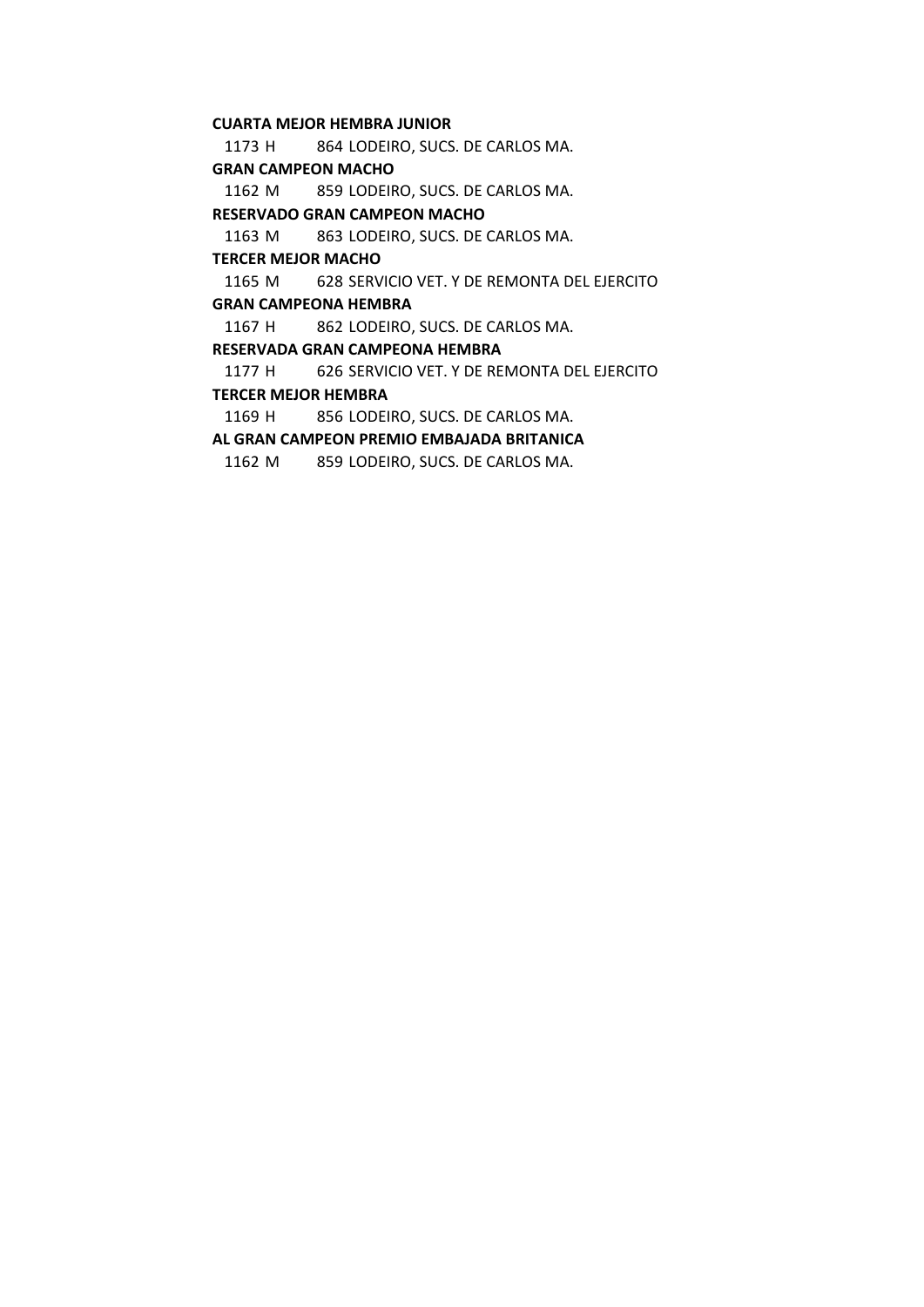**CUARTA MEJOR HEMBRA JUNIOR**

1173 H 864 LODEIRO, SUCS. DE CARLOS MA.

**GRAN CAMPEON MACHO**

1162 M 859 LODEIRO, SUCS. DE CARLOS MA.

**RESERVADO GRAN CAMPEON MACHO**

1163 M 863 LODEIRO, SUCS. DE CARLOS MA.

**TERCER MEJOR MACHO**

1165 M 628 SERVICIO VET. Y DE REMONTA DEL EJERCITO

**GRAN CAMPEONA HEMBRA**

1167 H 862 LODEIRO, SUCS. DE CARLOS MA.

**RESERVADA GRAN CAMPEONA HEMBRA**

1177 H 626 SERVICIO VET. Y DE REMONTA DEL EJERCITO

**TERCER MEJOR HEMBRA**

1169 H 856 LODEIRO, SUCS. DE CARLOS MA.

**AL GRAN CAMPEON PREMIO EMBAJADA BRITANICA**

1162 M 859 LODEIRO, SUCS. DE CARLOS MA.